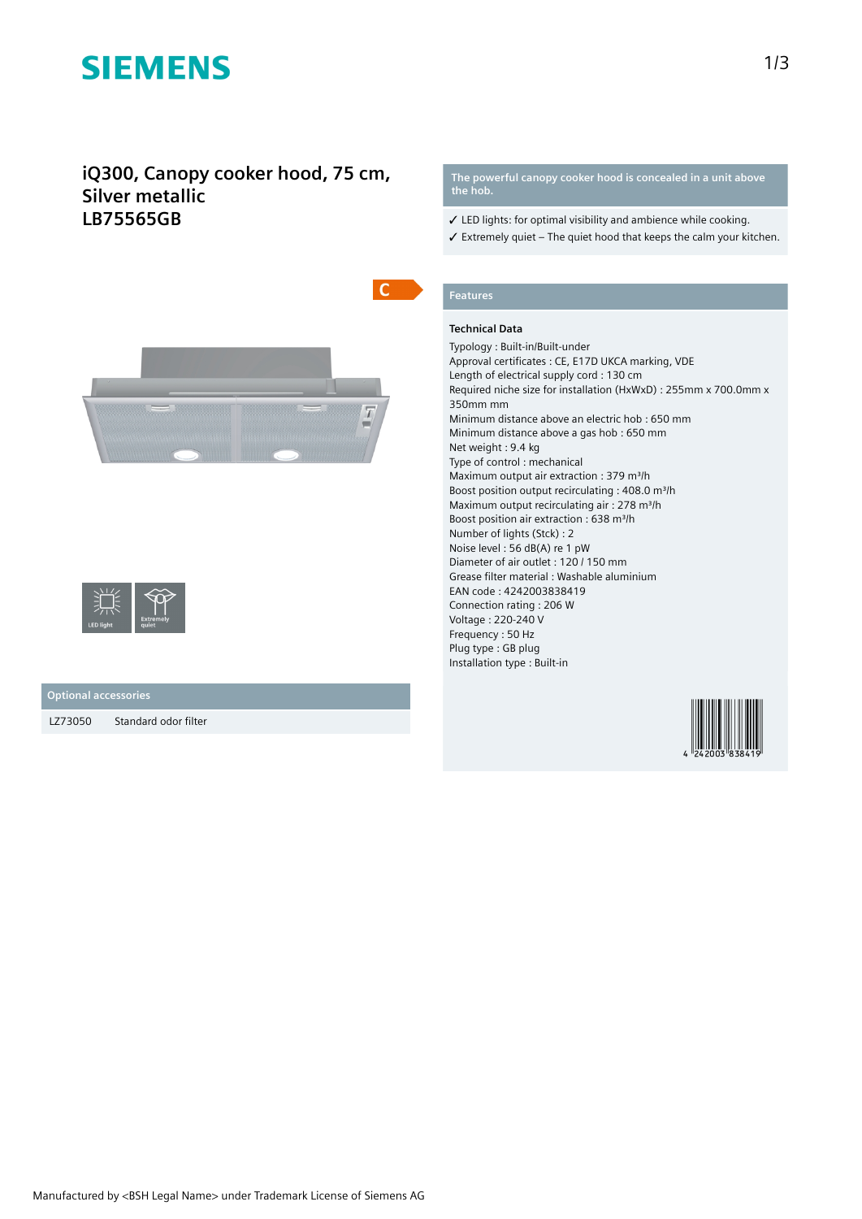# iQ300, Canopy cooker hood, 75 cm, Silver metallic
# LB75565GB

**The powerful canopy cooker hood is concealed in a unit above the hob.**

✓ LED lights: for optimal visibility and ambience while cooking.
✓ Extremely quiet – The quiet hood that keeps the calm your kitchen.

C

LED light

Extremely quiet

## Optional accessories

| LZ73050 | Standard odor filter |
|---|---|

## Features

### Technical Data

Typology : Built-in/Built-under
Approval certificates : CE, E17D UKCA marking, VDE
Length of electrical supply cord : 130 cm
Required niche size for installation (HxWxD) : 255mm x 700.0mm x 350mm mm
Minimum distance above an electric hob : 650 mm
Minimum distance above a gas hob : 650 mm
Net weight : 9.4 kg
Type of control : mechanical
Maximum output air extraction : 379 m³/h
Boost position output recirculating : 408.0 m³/h
Maximum output recirculating air : 278 m³/h
Boost position air extraction : 638 m³/h
Number of lights (Stck) : 2
Noise level : 56 dB(A) re 1 pW
Diameter of air outlet : 120 / 150 mm
Grease filter material : Washable aluminium
EAN code : 4242003838419
Connection rating : 206 W
Voltage : 220-240 V
Frequency : 50 Hz
Plug type : GB plug
Installation type : Built-in

4 242003 838419

Manufactured by <BSH Legal Name> under Trademark License of Siemens AG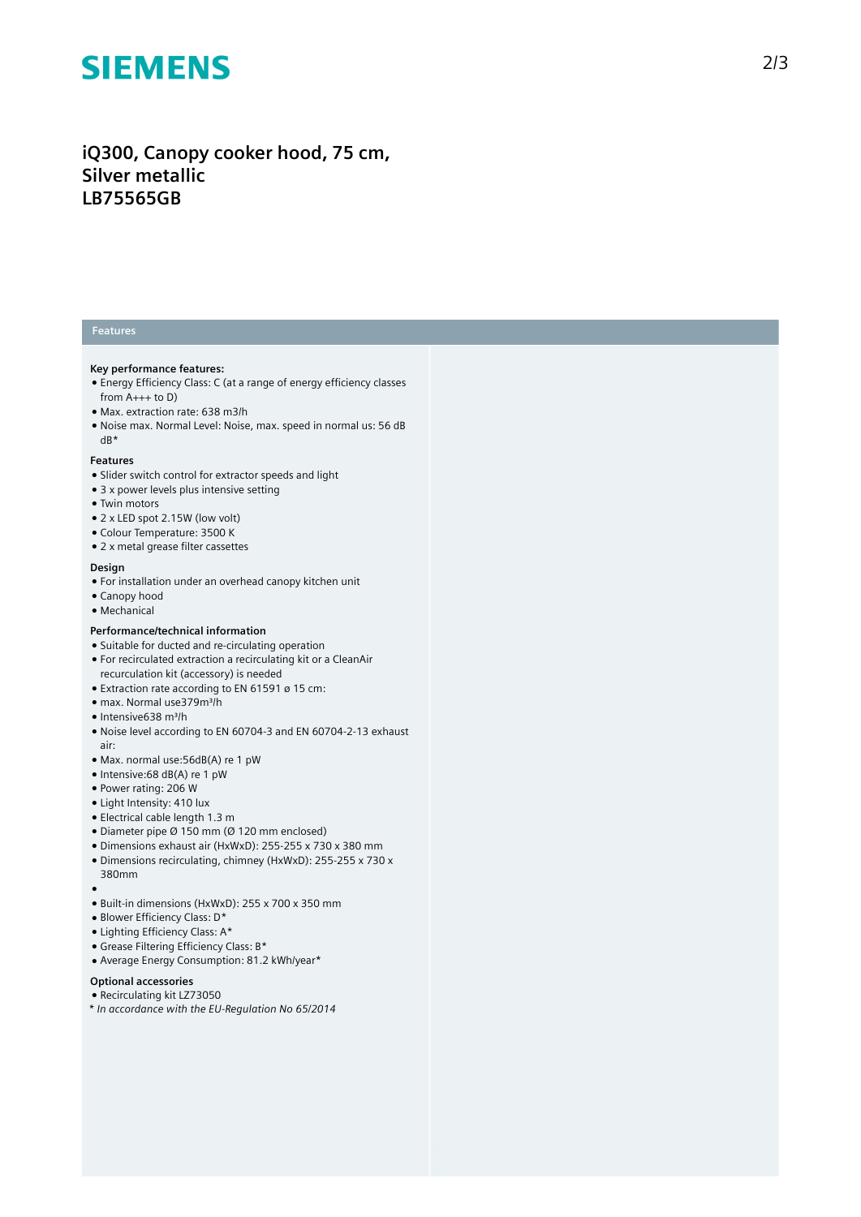# iQ300, Canopy cooker hood, 75 cm, Silver metallic
# LB75565GB

## Features

**Key performance features:**
- Energy Efficiency Class: C (at a range of energy efficiency classes from A+++ to D)
- Max. extraction rate: 638 m3/h
- Noise max. Normal Level: Noise, max. speed in normal us: 56 dB dB*

**Features**
- Slider switch control for extractor speeds and light
- 3 x power levels plus intensive setting
- Twin motors
- 2 x LED spot 2.15W (low volt)
- Colour Temperature: 3500 K
- 2 x metal grease filter cassettes

**Design**
- For installation under an overhead canopy kitchen unit
- Canopy hood
- Mechanical

**Performance/technical information**
- Suitable for ducted and re-circulating operation
- For recirculated extraction a recirculating kit or a CleanAir recurculation kit (accessory) is needed
- Extraction rate according to EN 61591 ø 15 cm:
- max. Normal use379m³/h
- Intensive638 m³/h
- Noise level according to EN 60704-3 and EN 60704-2-13 exhaust air:
- Max. normal use:56dB(A) re 1 pW
- Intensive:68 dB(A) re 1 pW
- Power rating: 206 W
- Light Intensity: 410 lux
- Electrical cable length 1.3 m
- Diameter pipe Ø 150 mm (Ø 120 mm enclosed)
- Dimensions exhaust air (HxWxD): 255-255 x 730 x 380 mm
- Dimensions recirculating, chimney (HxWxD): 255-255 x 730 x 380mm
- 
- Built-in dimensions (HxWxD): 255 x 700 x 350 mm
- Blower Efficiency Class: D*
- Lighting Efficiency Class: A*
- Grease Filtering Efficiency Class: B*
- Average Energy Consumption: 81.2 kWh/year*

**Optional accessories**
- Recirculating kit LZ73050

*\* In accordance with the EU-Regulation No 65/2014*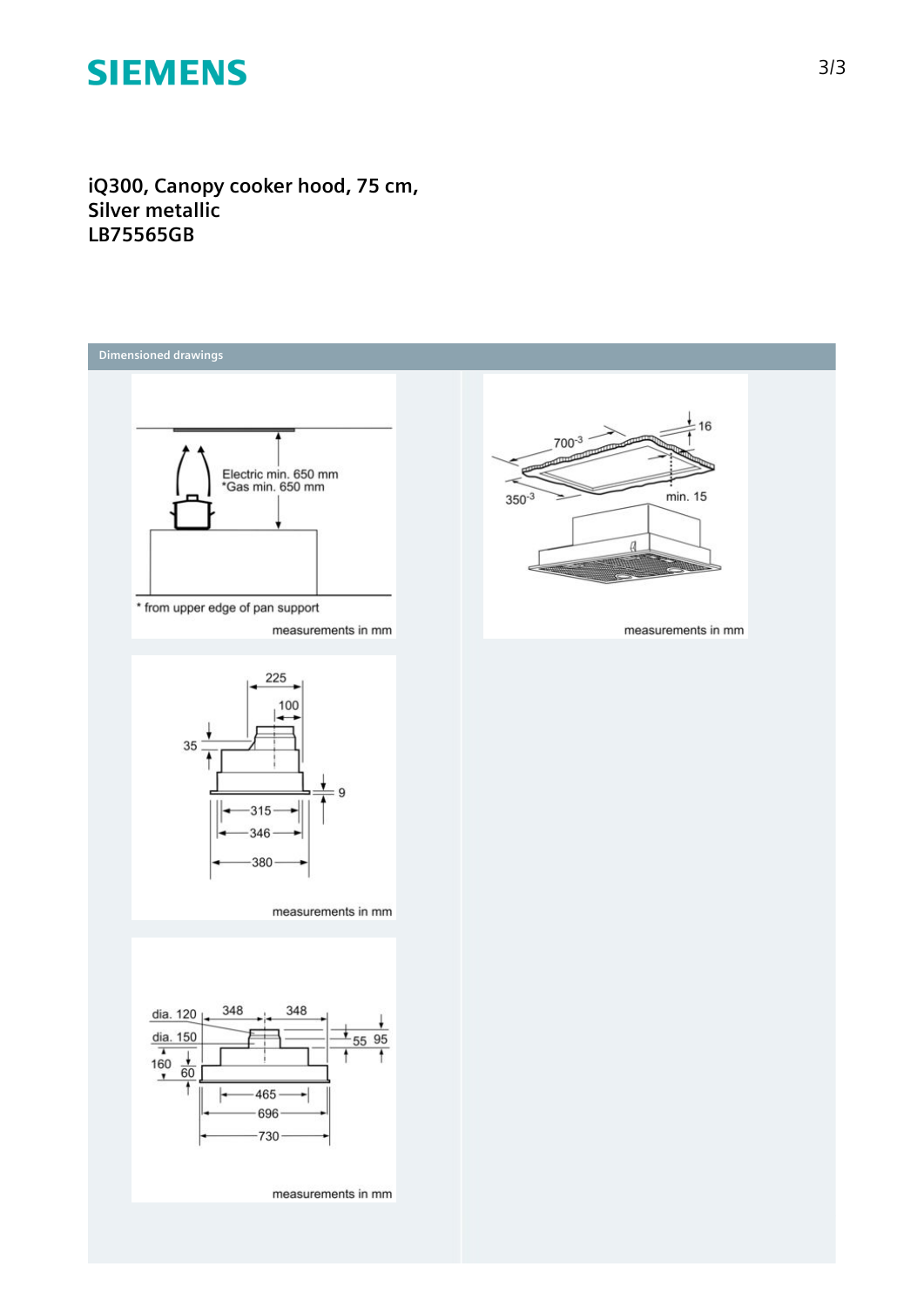# iQ300, Canopy cooker hood, 75 cm, Silver metallic
# LB75565GB

## Dimensioned drawings

Electric min. 650 mm
*Gas min. 650 mm

* from upper edge of pan support

measurements in mm

700-3
16
350-3
min. 15

measurements in mm

225
100
35
9
315
346
380

measurements in mm

dia. 120
dia. 150
348
348
160
60
55
95
465
696
730

measurements in mm